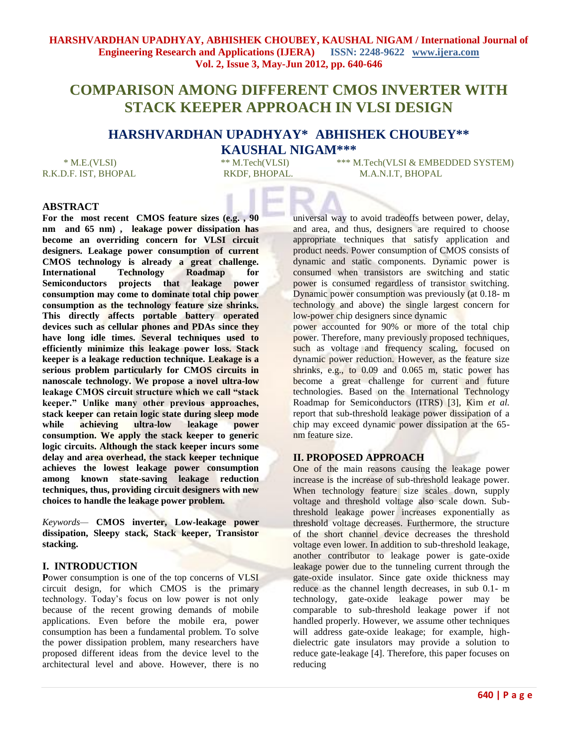# COMPARISON AMONG DIFFERENT CMOS INVERTER WITH STACK KEEPER APPROACH IN VLSI DESIGN

## HARSHVARDHAN UPADHYAY* ABHISHEK CHOUBEY** KAUSHAL NIGAM***

\* M.E.(VLSI) R.K.D.F. IST, BHOPAL

\*\* M.Tech(VLSI) RKDF, BHOPAL.

\*\*\* M.Tech(VLSI & EMBEDDED SYSTEM) M.A.N.I.T, BHOPAL

## ABSTRACT

**For the most recent CMOS feature sizes (e.g. , 90 nm and 65 nm) , leakage power dissipation has become an overriding concern for VLSI circuit designers. Leakage power consumption of current CMOS technology is already a great challenge. International Technology Roadmap for Semiconductors projects that leakage power consumption may come to dominate total chip power consumption as the technology feature size shrinks. This directly affects portable battery operated devices such as cellular phones and PDAs since they have long idle times. Several techniques used to efficiently minimize this leakage power loss. Stack keeper is a leakage reduction technique. Leakage is a serious problem particularly for CMOS circuits in nanoscale technology. We propose a novel ultra-low leakage CMOS circuit structure which we call "stack keeper." Unlike many other previous approaches, stack keeper can retain logic state during sleep mode while achieving ultra-low leakage power consumption. We apply the stack keeper to generic logic circuits. Although the stack keeper incurs some delay and area overhead, the stack keeper technique achieves the lowest leakage power consumption among known state-saving leakage reduction techniques, thus, providing circuit designers with new choices to handle the leakage power problem.**

*Keywords*— **CMOS inverter, Low-leakage power dissipation, Sleepy stack, Stack keeper, Transistor stacking.**

## I. INTRODUCTION

**P**ower consumption is one of the top concerns of VLSI circuit design, for which CMOS is the primary technology. Today's focus on low power is not only because of the recent growing demands of mobile applications. Even before the mobile era, power consumption has been a fundamental problem. To solve the power dissipation problem, many researchers have proposed different ideas from the device level to the architectural level and above. However, there is no universal way to avoid tradeoffs between power, delay, and area, and thus, designers are required to choose appropriate techniques that satisfy application and product needs. Power consumption of CMOS consists of dynamic and static components. Dynamic power is consumed when transistors are switching and static power is consumed regardless of transistor switching. Dynamic power consumption was previously (at 0.18- m technology and above) the single largest concern for low-power chip designers since dynamic power accounted for 90% or more of the total chip power. Therefore, many previously proposed techniques, such as voltage and frequency scaling, focused on dynamic power reduction. However, as the feature size shrinks, e.g., to 0.09 and 0.065 m, static power has become a great challenge for current and future technologies. Based on the International Technology Roadmap for Semiconductors (ITRS) [3], Kim *et al.* report that sub-threshold leakage power dissipation of a chip may exceed dynamic power dissipation at the 65-nm feature size.

## II. PROPOSED APPROACH

One of the main reasons causing the leakage power increase is the increase of sub-threshold leakage power. When technology feature size scales down, supply voltage and threshold voltage also scale down. Sub-threshold leakage power increases exponentially as threshold voltage decreases. Furthermore, the structure of the short channel device decreases the threshold voltage even lower. In addition to sub-threshold leakage, another contributor to leakage power is gate-oxide leakage power due to the tunneling current through the gate-oxide insulator. Since gate oxide thickness may reduce as the channel length decreases, in sub 0.1- m technology, gate-oxide leakage power may be comparable to sub-threshold leakage power if not handled properly. However, we assume other techniques will address gate-oxide leakage; for example, high-dielectric gate insulators may provide a solution to reduce gate-leakage [4]. Therefore, this paper focuses on reducing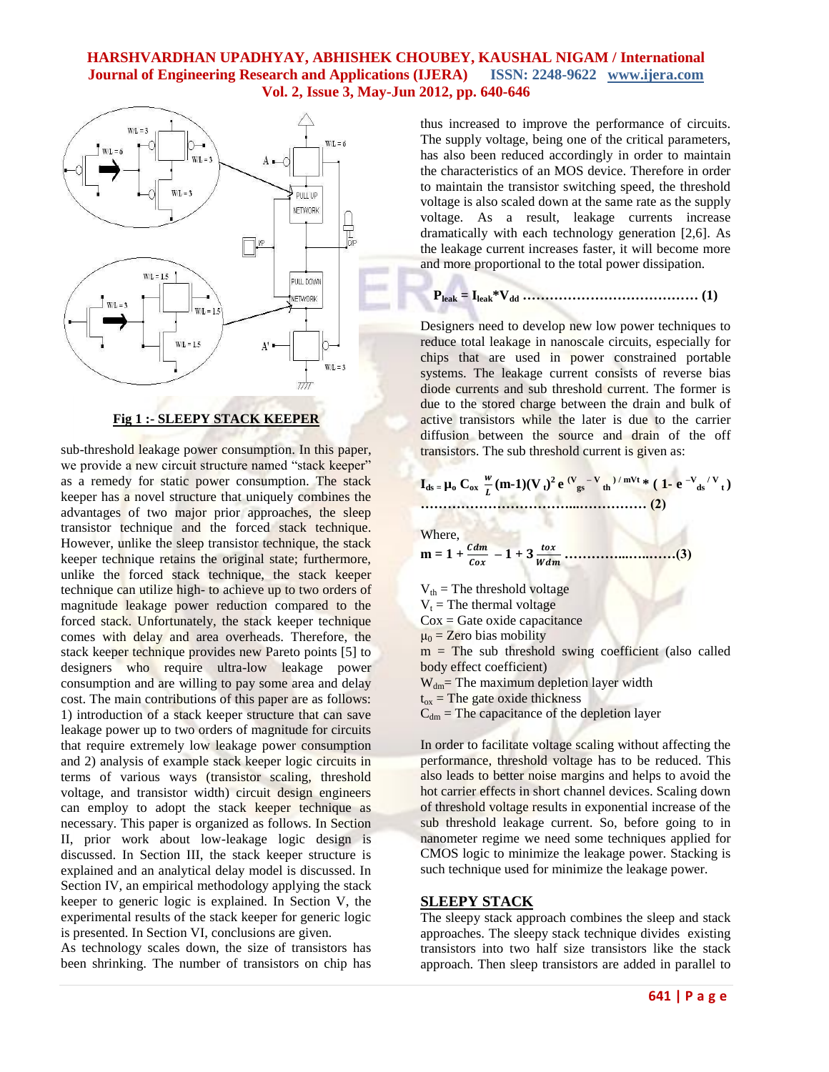**Fig 1 :- SLEEPY STACK KEEPER**

sub-threshold leakage power consumption. In this paper, we provide a new circuit structure named "stack keeper" as a remedy for static power consumption. The stack keeper has a novel structure that uniquely combines the advantages of two major prior approaches, the sleep transistor technique and the forced stack technique. However, unlike the sleep transistor technique, the stack keeper technique retains the original state; furthermore, unlike the forced stack technique, the stack keeper technique can utilize high- to achieve up to two orders of magnitude leakage power reduction compared to the forced stack. Unfortunately, the stack keeper technique comes with delay and area overheads. Therefore, the stack keeper technique provides new Pareto points [5] to designers who require ultra-low leakage power consumption and are willing to pay some area and delay cost. The main contributions of this paper are as follows: 1) introduction of a stack keeper structure that can save leakage power up to two orders of magnitude for circuits that require extremely low leakage power consumption and 2) analysis of example stack keeper logic circuits in terms of various ways (transistor scaling, threshold voltage, and transistor width) circuit design engineers can employ to adopt the stack keeper technique as necessary. This paper is organized as follows. In Section II, prior work about low-leakage logic design is discussed. In Section III, the stack keeper structure is explained and an analytical delay model is discussed. In Section IV, an empirical methodology applying the stack keeper to generic logic is explained. In Section V, the experimental results of the stack keeper for generic logic is presented. In Section VI, conclusions are given.

As technology scales down, the size of transistors has been shrinking. The number of transistors on chip has thus increased to improve the performance of circuits. The supply voltage, being one of the critical parameters, has also been reduced accordingly in order to maintain the characteristics of an MOS device. Therefore in order to maintain the transistor switching speed, the threshold voltage is also scaled down at the same rate as the supply voltage. As a result, leakage currents increase dramatically with each technology generation [2,6]. As the leakage current increases faster, it will become more and more proportional to the total power dissipation.

$$P_{leak} = I_{leak} * V_{dd} \quad \text{………………………………} \quad (1)$$

Designers need to develop new low power techniques to reduce total leakage in nanoscale circuits, especially for chips that are used in power constrained portable systems. The leakage current consists of reverse bias diode currents and sub threshold current. The former is due to the stored charge between the drain and bulk of active transistors while the later is due to the carrier diffusion between the source and drain of the off transistors. The sub threshold current is given as:

$$I_{ds} = \mu_o C_{ox} \frac{W}{L} (m-1)(V_t)^2 e^{(V_{gs} - V_{th})/mV_t} * (1 - e^{-V_{ds}/V_t}) \quad \text{……………………} \quad (2)$$

Where,

$$m = 1 + \frac{Cdm}{Cox} - 1 + 3\frac{tox}{Wdm} \quad \text{……………………} (3)$$

$V_{th}$ = The threshold voltage
$V_t$ = The thermal voltage
Cox = Gate oxide capacitance
$\mu_0$ = Zero bias mobility
m = The sub threshold swing coefficient (also called body effect coefficient)
$W_{dm}$ = The maximum depletion layer width
$t_{ox}$ = The gate oxide thickness
$C_{dm}$ = The capacitance of the depletion layer

In order to facilitate voltage scaling without affecting the performance, threshold voltage has to be reduced. This also leads to better noise margins and helps to avoid the hot carrier effects in short channel devices. Scaling down of threshold voltage results in exponential increase of the sub threshold leakage current. So, before going to in nanometer regime we need some techniques applied for CMOS logic to minimize the leakage power. Stacking is such technique used for minimize the leakage power.

## SLEEPY STACK

The sleepy stack approach combines the sleep and stack approaches. The sleepy stack technique divides existing transistors into two half size transistors like the stack approach. Then sleep transistors are added in parallel to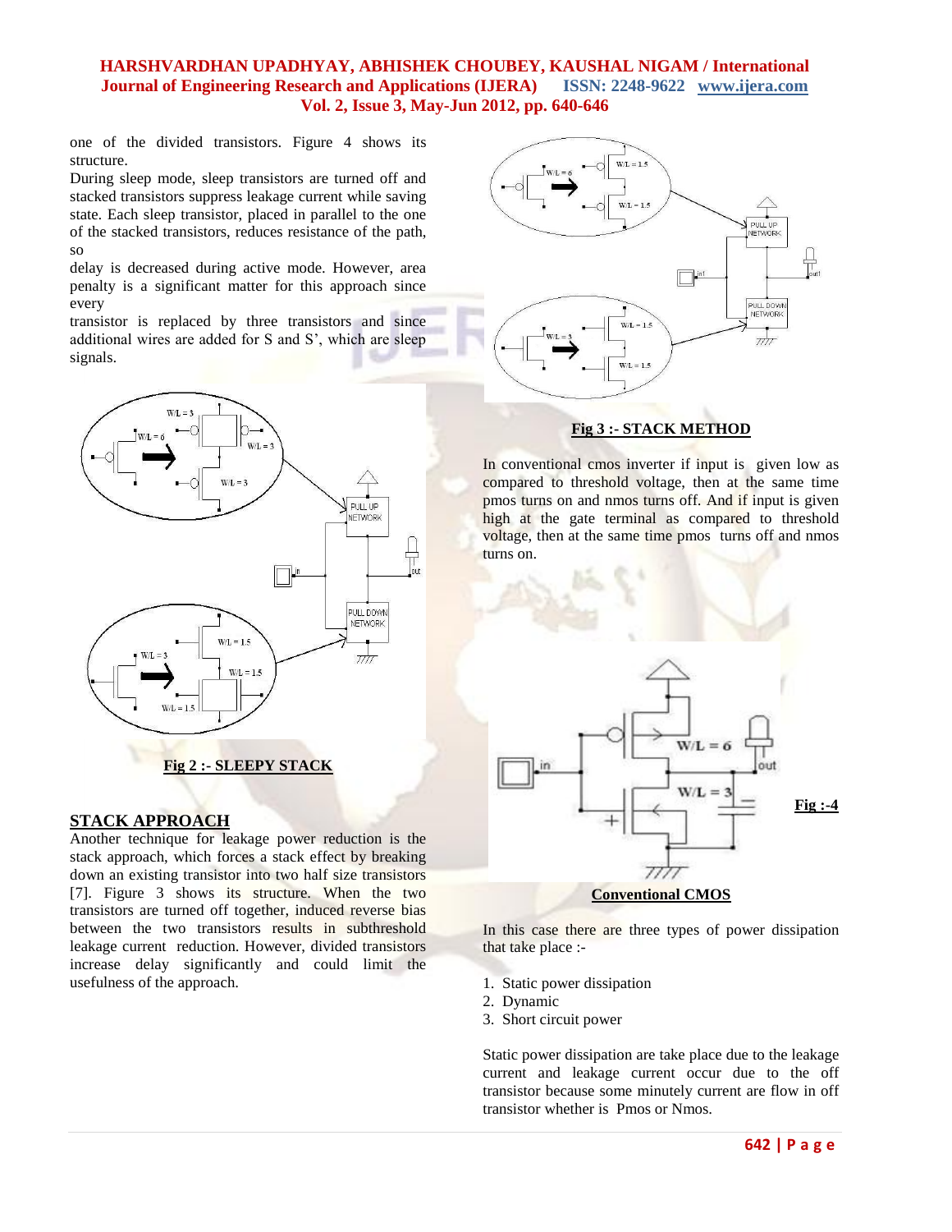one of the divided transistors. Figure 4 shows its structure.

During sleep mode, sleep transistors are turned off and stacked transistors suppress leakage current while saving state. Each sleep transistor, placed in parallel to the one of the stacked transistors, reduces resistance of the path, so

delay is decreased during active mode. However, area penalty is a significant matter for this approach since every

transistor is replaced by three transistors and since additional wires are added for S and S', which are sleep signals.

**Fig 2 :- SLEEPY STACK**

## STACK APPROACH

Another technique for leakage power reduction is the stack approach, which forces a stack effect by breaking down an existing transistor into two half size transistors [7]. Figure 3 shows its structure. When the two transistors are turned off together, induced reverse bias between the two transistors results in subthreshold leakage current reduction. However, divided transistors increase delay significantly and could limit the usefulness of the approach.

**Fig 3 :- STACK METHOD**

In conventional cmos inverter if input is given low as compared to threshold voltage, then at the same time pmos turns on and nmos turns off. And if input is given high at the gate terminal as compared to threshold voltage, then at the same time pmos turns off and nmos turns on.

**Fig :-4**

**Conventional CMOS**

In this case there are three types of power dissipation that take place :-

1. Static power dissipation
2. Dynamic
3. Short circuit power

Static power dissipation are take place due to the leakage current and leakage current occur due to the off transistor because some minutely current are flow in off transistor whether is Pmos or Nmos.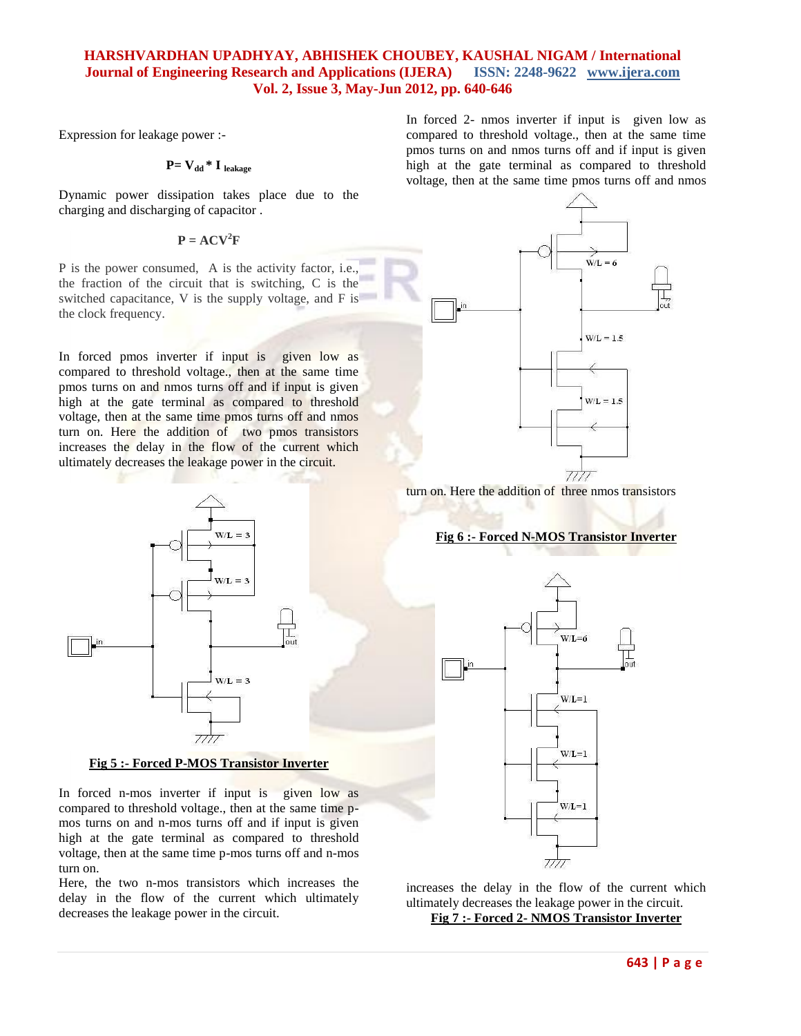Expression for leakage power :-

$$P= V_{dd} * I_{leakage}$$

Dynamic power dissipation takes place due to the charging and discharging of capacitor .

$$P = ACV^2F$$

P is the power consumed, A is the activity factor, i.e., the fraction of the circuit that is switching, C is the switched capacitance, V is the supply voltage, and F is the clock frequency.

In forced pmos inverter if input is given low as compared to threshold voltage., then at the same time pmos turns on and nmos turns off and if input is given high at the gate terminal as compared to threshold voltage, then at the same time pmos turns off and nmos turn on. Here the addition of two pmos transistors increases the delay in the flow of the current which ultimately decreases the leakage power in the circuit.

**Fig 5 :- Forced P-MOS Transistor Inverter**

In forced n-mos inverter if input is given low as compared to threshold voltage., then at the same time p-mos turns on and n-mos turns off and if input is given high at the gate terminal as compared to threshold voltage, then at the same time p-mos turns off and n-mos turn on.

Here, the two n-mos transistors which increases the delay in the flow of the current which ultimately decreases the leakage power in the circuit.

In forced 2- nmos inverter if input is given low as compared to threshold voltage., then at the same time pmos turns on and nmos turns off and if input is given high at the gate terminal as compared to threshold voltage, then at the same time pmos turns off and nmos turn on. Here the addition of three nmos transistors

**Fig 6 :- Forced N-MOS Transistor Inverter**

increases the delay in the flow of the current which ultimately decreases the leakage power in the circuit.

**Fig 7 :- Forced 2- NMOS Transistor Inverter**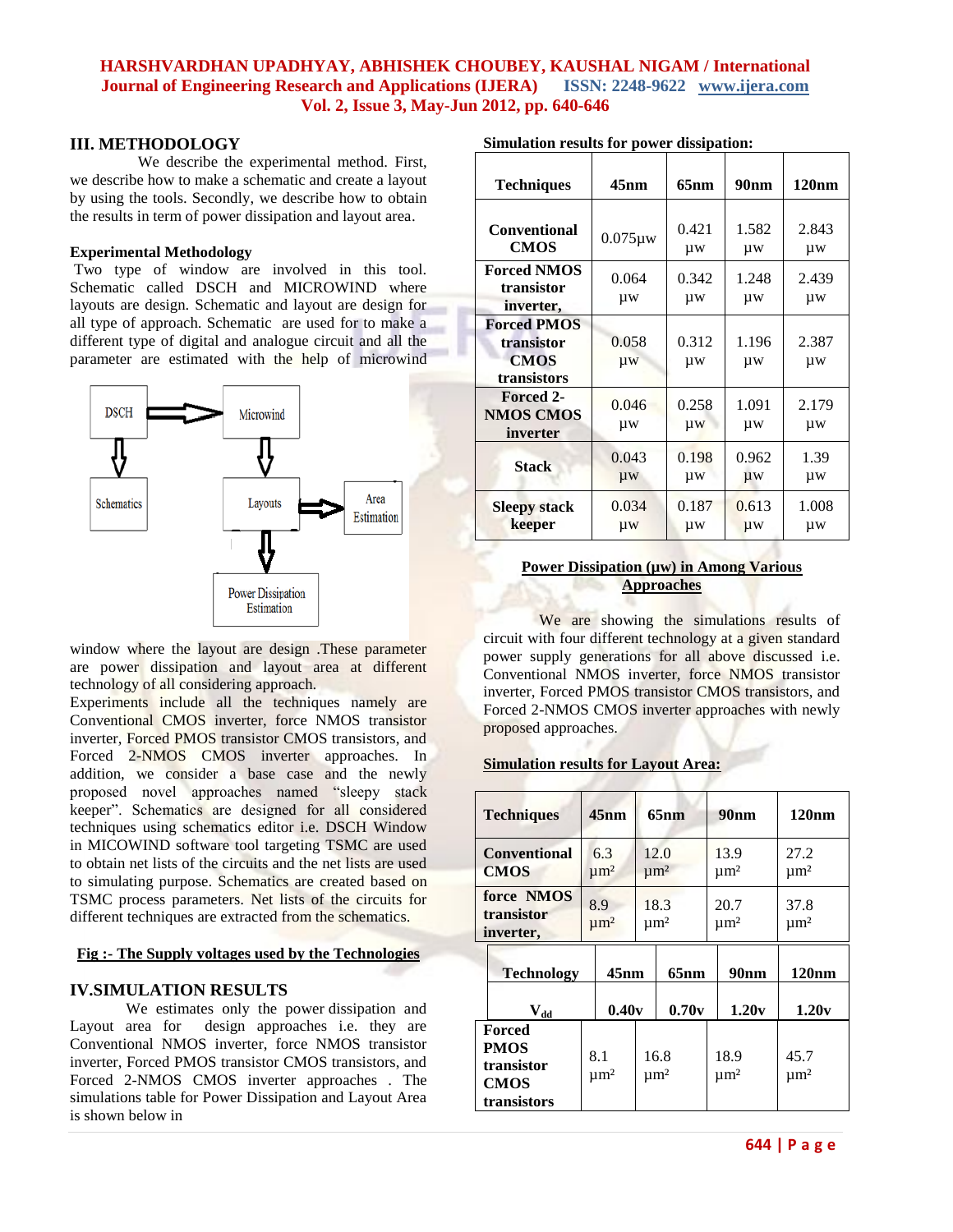## III. METHODOLOGY

We describe the experimental method. First, we describe how to make a schematic and create a layout by using the tools. Secondly, we describe how to obtain the results in term of power dissipation and layout area.

### Experimental Methodology

Two type of window are involved in this tool. Schematic called DSCH and MICROWIND where layouts are design. Schematic and layout are design for all type of approach. Schematic are used for to make a different type of digital and analogue circuit and all the parameter are estimated with the help of microwind

DSCH → Microwind
DSCH → Schematics
Microwind → Layouts
Layouts → Area Estimation
Layouts → Power Dissipation Estimation

window where the layout are design .These parameter are power dissipation and layout area at different technology of all considering approach.

Experiments include all the techniques namely are Conventional CMOS inverter, force NMOS transistor inverter, Forced PMOS transistor CMOS transistors, and Forced 2-NMOS CMOS inverter approaches. In addition, we consider a base case and the newly proposed novel approaches named "sleepy stack keeper". Schematics are designed for all considered techniques using schematics editor i.e. DSCH Window in MICOWIND software tool targeting TSMC are used to obtain net lists of the circuits and the net lists are used to simulating purpose. Schematics are created based on TSMC process parameters. Net lists of the circuits for different techniques are extracted from the schematics.

**Fig :- The Supply voltages used by the Technologies**

| Technology | 45nm | 65nm | 90nm | 120nm |
|---|---|---|---|---|
| $V_{dd}$ | 0.40v | 0.70v | 1.20v | 1.20v |

## IV.SIMULATION RESULTS

We estimates only the power dissipation and Layout area for design approaches i.e. they are Conventional NMOS inverter, force NMOS transistor inverter, Forced PMOS transistor CMOS transistors, and Forced 2-NMOS CMOS inverter approaches . The simulations table for Power Dissipation and Layout Area is shown below in

**Simulation results for power dissipation:**

| Techniques | 45nm | 65nm | 90nm | 120nm |
|---|---|---|---|---|
| Conventional CMOS | 0.075μw | 0.421 μw | 1.582 μw | 2.843 μw |
| Forced NMOS transistor inverter, | 0.064 μw | 0.342 μw | 1.248 μw | 2.439 μw |
| Forced PMOS transistor CMOS transistors | 0.058 μw | 0.312 μw | 1.196 μw | 2.387 μw |
| Forced 2-NMOS CMOS inverter | 0.046 μw | 0.258 μw | 1.091 μw | 2.179 μw |
| Stack | 0.043 μw | 0.198 μw | 0.962 μw | 1.39 μw |
| Sleepy stack keeper | 0.034 μw | 0.187 μw | 0.613 μw | 1.008 μw |

**Power Dissipation (μw) in Among Various Approaches**

We are showing the simulations results of circuit with four different technology at a given standard power supply generations for all above discussed i.e. Conventional NMOS inverter, force NMOS transistor inverter, Forced PMOS transistor CMOS transistors, and Forced 2-NMOS CMOS inverter approaches with newly proposed approaches.

**Simulation results for Layout Area:**

| Techniques | 45nm | 65nm | 90nm | 120nm |
|---|---|---|---|---|
| Conventional CMOS | 6.3 μm² | 12.0 μm² | 13.9 μm² | 27.2 μm² |
| force NMOS transistor inverter, | 8.9 μm² | 18.3 μm² | 20.7 μm² | 37.8 μm² |
| Forced PMOS transistor CMOS transistors | 8.1 μm² | 16.8 μm² | 18.9 μm² | 45.7 μm² |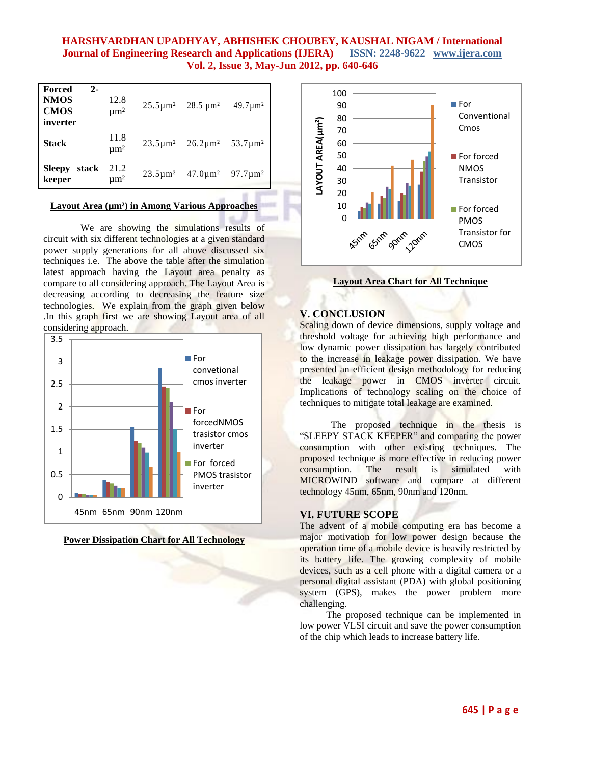| Forced 2-NMOS CMOS inverter | 12.8 μm² | 25.5μm² | 28.5 μm² | 49.7μm² |
|---|---|---|---|---|
| Stack | 11.8 μm² | 23.5μm² | 26.2μm² | 53.7μm² |
| Sleepy stack keeper | 21.2 μm² | 23.5μm² | 47.0μm² | 97.7μm² |

**Layout Area (μm²) in Among Various Approaches**

We are showing the simulations results of circuit with six different technologies at a given standard power supply generations for all above discussed six techniques i.e. The above the table after the simulation latest approach having the Layout area penalty as compare to all considering approach. The Layout Area is decreasing according to decreasing the feature size technologies. We explain from the graph given below .In this graph first we are showing Layout area of all considering approach.

**Power Dissipation Chart for All Technology**

**Layout Area Chart for All Technique**

## V. CONCLUSION

Scaling down of device dimensions, supply voltage and threshold voltage for achieving high performance and low dynamic power dissipation has largely contributed to the increase in leakage power dissipation. We have presented an efficient design methodology for reducing the leakage power in CMOS inverter circuit. Implications of technology scaling on the choice of techniques to mitigate total leakage are examined.

The proposed technique in the thesis is "SLEEPY STACK KEEPER" and comparing the power consumption with other existing techniques. The proposed technique is more effective in reducing power consumption. The result is simulated with MICROWIND software and compare at different technology 45nm, 65nm, 90nm and 120nm.

## VI. FUTURE SCOPE

The advent of a mobile computing era has become a major motivation for low power design because the operation time of a mobile device is heavily restricted by its battery life. The growing complexity of mobile devices, such as a cell phone with a digital camera or a personal digital assistant (PDA) with global positioning system (GPS), makes the power problem more challenging.

The proposed technique can be implemented in low power VLSI circuit and save the power consumption of the chip which leads to increase battery life.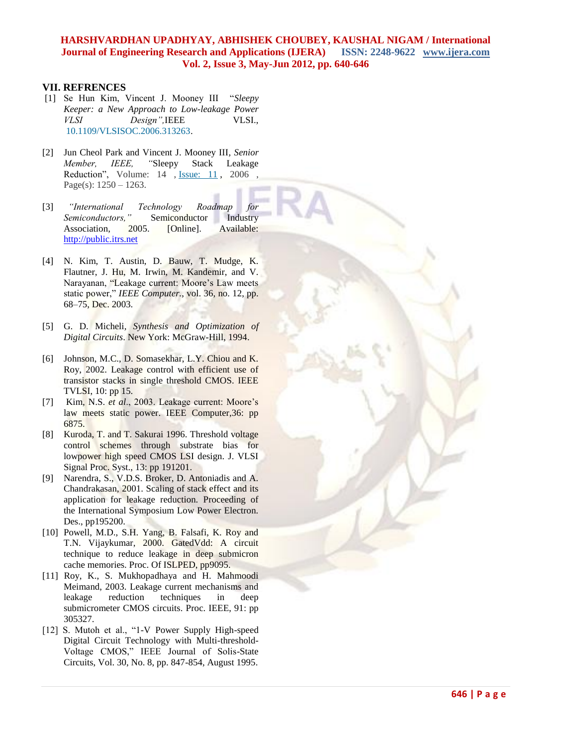## VII. REFRENCES

[1] Se Hun Kim, Vincent J. Mooney III "*Sleepy Keeper: a New Approach to Low-leakage Power VLSI Design",*IEEE VLSI., 10.1109/VLSISOC.2006.313263.

[2] Jun Cheol Park and Vincent J. Mooney III, *Senior Member, IEEE, "*Sleepy Stack Leakage Reduction", Volume: 14 , Issue: 11 , 2006 , Page(s): 1250 – 1263.

[3] *"International Technology Roadmap for Semiconductors,"* Semiconductor Industry Association, 2005. [Online]. Available: http://public.itrs.net

[4] N. Kim, T. Austin, D. Bauw, T. Mudge, K. Flautner, J. Hu, M. Irwin, M. Kandemir, and V. Narayanan, "Leakage current: Moore's Law meets static power," *IEEE Computer.*, vol. 36, no. 12, pp. 68–75, Dec. 2003.

[5] G. D. Micheli, *Synthesis and Optimization of Digital Circuits*. New York: McGraw-Hill, 1994.

[6] Johnson, M.C., D. Somasekhar, L.Y. Chiou and K. Roy, 2002. Leakage control with efficient use of transistor stacks in single threshold CMOS. IEEE TVLSI, 10: pp 15.

[7] Kim, N.S. *et al.*, 2003. Leakage current: Moore's law meets static power. IEEE Computer,36: pp 6875.

[8] Kuroda, T. and T. Sakurai 1996. Threshold voltage control schemes through substrate bias for lowpower high speed CMOS LSI design. J. VLSI Signal Proc. Syst., 13: pp 191201.

[9] Narendra, S., V.D.S. Broker, D. Antoniadis and A. Chandrakasan, 2001. Scaling of stack effect and its application for leakage reduction. Proceeding of the International Symposium Low Power Electron. Des., pp195200.

[10] Powell, M.D., S.H. Yang, B. Falsafi, K. Roy and T.N. Vijaykumar, 2000. GatedVdd: A circuit technique to reduce leakage in deep submicron cache memories. Proc. Of ISLPED, pp9095.

[11] Roy, K., S. Mukhopadhaya and H. Mahmoodi Meimand, 2003. Leakage current mechanisms and leakage reduction techniques in deep submicrometer CMOS circuits. Proc. IEEE, 91: pp 305327.

[12] S. Mutoh et al., "1-V Power Supply High-speed Digital Circuit Technology with Multi-threshold-Voltage CMOS," IEEE Journal of Solis-State Circuits, Vol. 30, No. 8, pp. 847-854, August 1995.